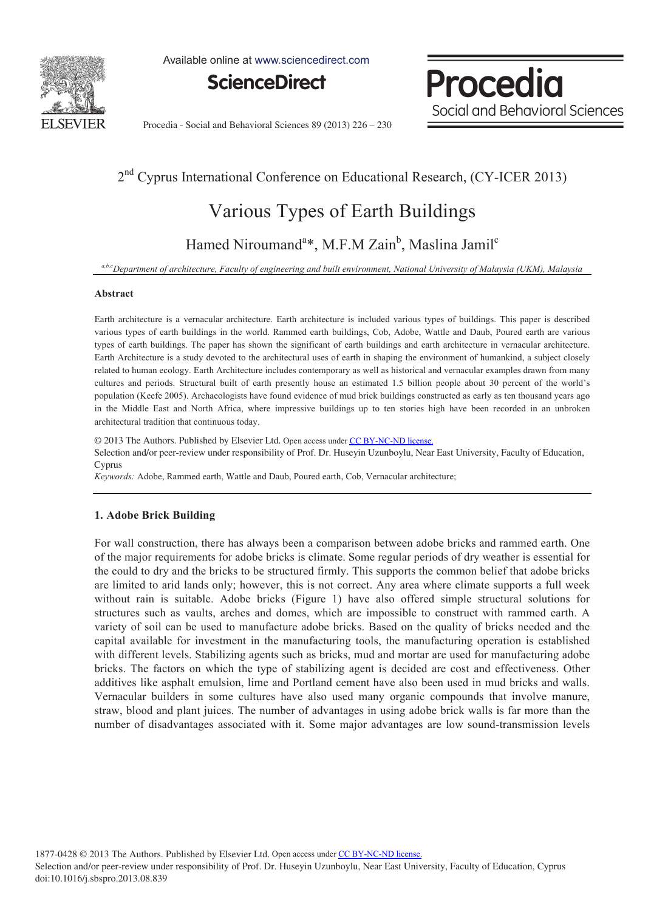2nd Cyprus International Conference on Educational Research, (CY-ICER 2013)

# Various Types of Earth Buildings

Hamed Niroumand[a]*, M.F.M Zain[b], Maslina Jamil[c]

[a,b,c]*Department of architecture, Faculty of engineering and built environment, National University of Malaysia (UKM), Malaysia*

## Abstract

Earth architecture is a vernacular architecture. Earth architecture is included various types of buildings. This paper is described various types of earth buildings in the world. Rammed earth buildings, Cob, Adobe, Wattle and Daub, Poured earth are various types of earth buildings. The paper has shown the significant of earth buildings and earth architecture in vernacular architecture. Earth Architecture is a study devoted to the architectural uses of earth in shaping the environment of humankind, a subject closely related to human ecology. Earth Architecture includes contemporary as well as historical and vernacular examples drawn from many cultures and periods. Structural built of earth presently house an estimated 1.5 billion people about 30 percent of the world's population (Keefe 2005). Archaeologists have found evidence of mud brick buildings constructed as early as ten thousand years ago in the Middle East and North Africa, where impressive buildings up to ten stories high have been recorded in an unbroken architectural tradition that continuous today.

© 2013 The Authors. Published by Elsevier Ltd. Open access under CC BY-NC-ND license.
Selection and/or peer-review under responsibility of Prof. Dr. Huseyin Uzunboylu, Near East University, Faculty of Education, Cyprus

*Keywords:* Adobe, Rammed earth, Wattle and Daub, Poured earth, Cob, Vernacular architecture;

## 1. Adobe Brick Building

For wall construction, there has always been a comparison between adobe bricks and rammed earth. One of the major requirements for adobe bricks is climate. Some regular periods of dry weather is essential for the could to dry and the bricks to be structured firmly. This supports the common belief that adobe bricks are limited to arid lands only; however, this is not correct. Any area where climate supports a full week without rain is suitable. Adobe bricks (Figure 1) have also offered simple structural solutions for structures such as vaults, arches and domes, which are impossible to construct with rammed earth. A variety of soil can be used to manufacture adobe bricks. Based on the quality of bricks needed and the capital available for investment in the manufacturing tools, the manufacturing operation is established with different levels. Stabilizing agents such as bricks, mud and mortar are used for manufacturing adobe bricks. The factors on which the type of stabilizing agent is decided are cost and effectiveness. Other additives like asphalt emulsion, lime and Portland cement have also been used in mud bricks and walls. Vernacular builders in some cultures have also used many organic compounds that involve manure, straw, blood and plant juices. The number of advantages in using adobe brick walls is far more than the number of disadvantages associated with it. Some major advantages are low sound-transmission levels

1877-0428 © 2013 The Authors. Published by Elsevier Ltd. Open access under CC BY-NC-ND license.
Selection and/or peer-review under responsibility of Prof. Dr. Huseyin Uzunboylu, Near East University, Faculty of Education, Cyprus
doi:10.1016/j.sbspro.2013.08.839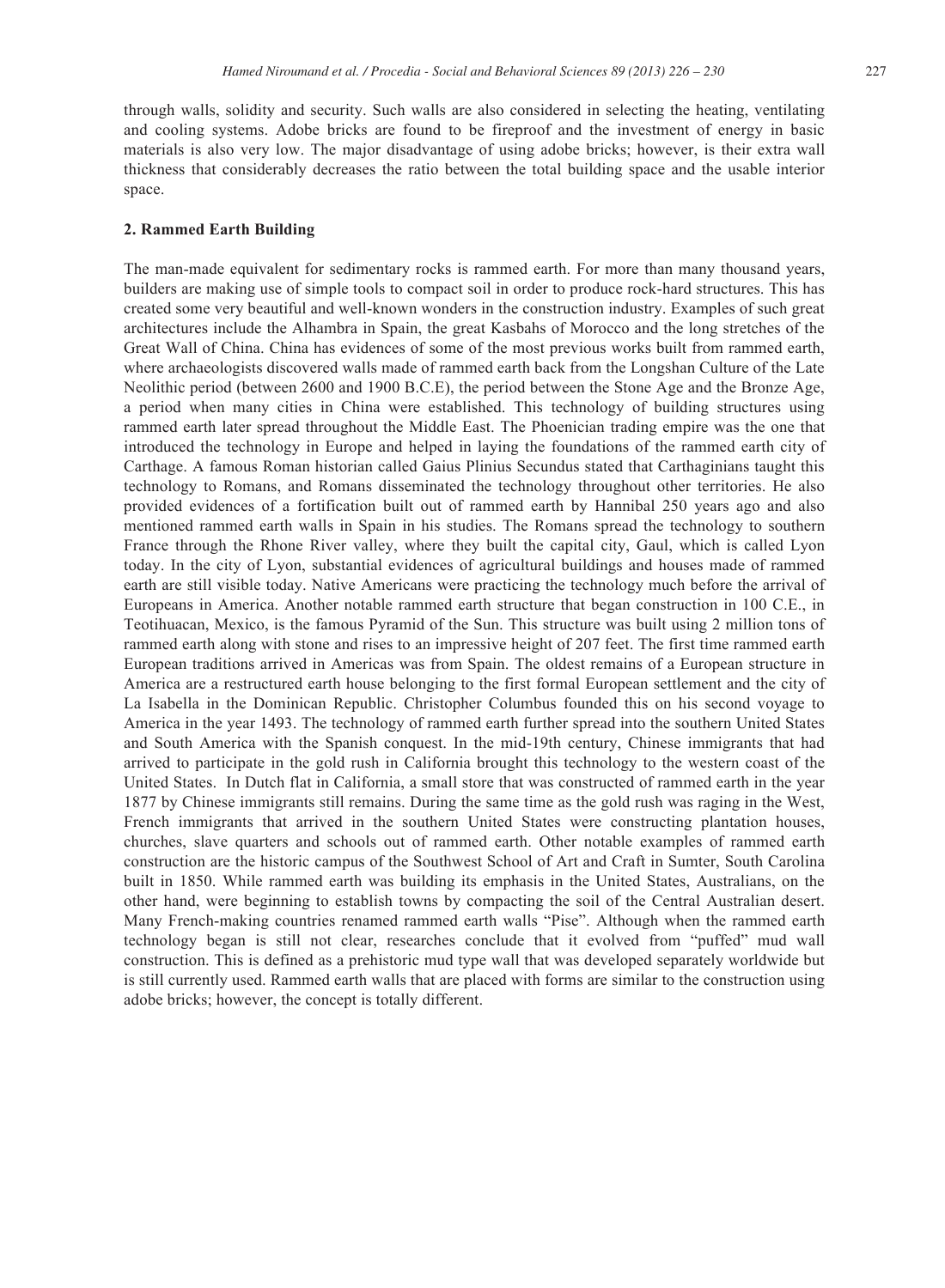through walls, solidity and security. Such walls are also considered in selecting the heating, ventilating and cooling systems. Adobe bricks are found to be fireproof and the investment of energy in basic materials is also very low. The major disadvantage of using adobe bricks; however, is their extra wall thickness that considerably decreases the ratio between the total building space and the usable interior space.

## 2. Rammed Earth Building

The man-made equivalent for sedimentary rocks is rammed earth. For more than many thousand years, builders are making use of simple tools to compact soil in order to produce rock-hard structures. This has created some very beautiful and well-known wonders in the construction industry. Examples of such great architectures include the Alhambra in Spain, the great Kasbahs of Morocco and the long stretches of the Great Wall of China. China has evidences of some of the most previous works built from rammed earth, where archaeologists discovered walls made of rammed earth back from the Longshan Culture of the Late Neolithic period (between 2600 and 1900 B.C.E), the period between the Stone Age and the Bronze Age, a period when many cities in China were established. This technology of building structures using rammed earth later spread throughout the Middle East. The Phoenician trading empire was the one that introduced the technology in Europe and helped in laying the foundations of the rammed earth city of Carthage. A famous Roman historian called Gaius Plinius Secundus stated that Carthaginians taught this technology to Romans, and Romans disseminated the technology throughout other territories. He also provided evidences of a fortification built out of rammed earth by Hannibal 250 years ago and also mentioned rammed earth walls in Spain in his studies. The Romans spread the technology to southern France through the Rhone River valley, where they built the capital city, Gaul, which is called Lyon today. In the city of Lyon, substantial evidences of agricultural buildings and houses made of rammed earth are still visible today. Native Americans were practicing the technology much before the arrival of Europeans in America. Another notable rammed earth structure that began construction in 100 C.E., in Teotihuacan, Mexico, is the famous Pyramid of the Sun. This structure was built using 2 million tons of rammed earth along with stone and rises to an impressive height of 207 feet. The first time rammed earth European traditions arrived in Americas was from Spain. The oldest remains of a European structure in America are a restructured earth house belonging to the first formal European settlement and the city of La Isabella in the Dominican Republic. Christopher Columbus founded this on his second voyage to America in the year 1493. The technology of rammed earth further spread into the southern United States and South America with the Spanish conquest. In the mid-19th century, Chinese immigrants that had arrived to participate in the gold rush in California brought this technology to the western coast of the United States. In Dutch flat in California, a small store that was constructed of rammed earth in the year 1877 by Chinese immigrants still remains. During the same time as the gold rush was raging in the West, French immigrants that arrived in the southern United States were constructing plantation houses, churches, slave quarters and schools out of rammed earth. Other notable examples of rammed earth construction are the historic campus of the Southwest School of Art and Craft in Sumter, South Carolina built in 1850. While rammed earth was building its emphasis in the United States, Australians, on the other hand, were beginning to establish towns by compacting the soil of the Central Australian desert. Many French-making countries renamed rammed earth walls "Pise". Although when the rammed earth technology began is still not clear, researches conclude that it evolved from "puffed" mud wall construction. This is defined as a prehistoric mud type wall that was developed separately worldwide but is still currently used. Rammed earth walls that are placed with forms are similar to the construction using adobe bricks; however, the concept is totally different.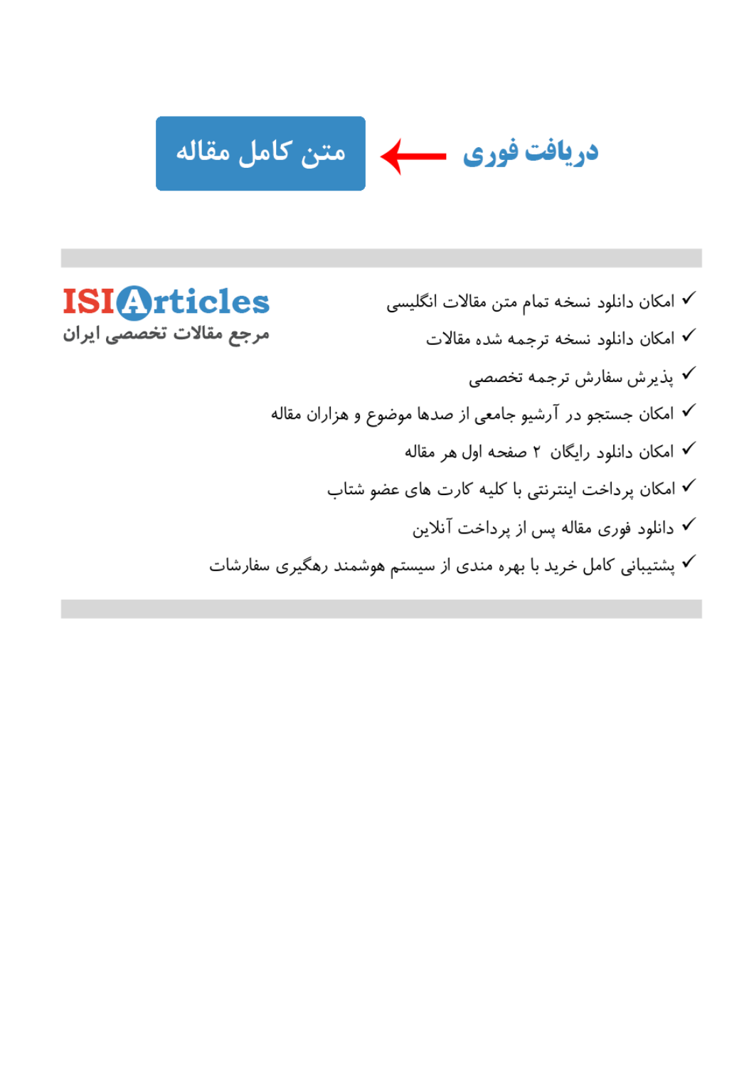دریافت فوری ← متن کامل مقاله

ISIArticles
مرجع مقالات تخصصی ایران

- ✓ امکان دانلود نسخه تمام متن مقالات انگلیسی
- ✓ امکان دانلود نسخه ترجمه شده مقالات
- ✓ پذیرش سفارش ترجمه تخصصی
- ✓ امکان جستجو در آرشیو جامعی از صدها موضوع و هزاران مقاله
- ✓ امکان دانلود رایگان ۲ صفحه اول هر مقاله
- ✓ امکان پرداخت اینترنتی با کلیه کارت های عضو شتاب
- ✓ دانلود فوری مقاله پس از پرداخت آنلاین
- ✓ پشتیبانی کامل خرید با بهره مندی از سیستم هوشمند رهگیری سفارشات